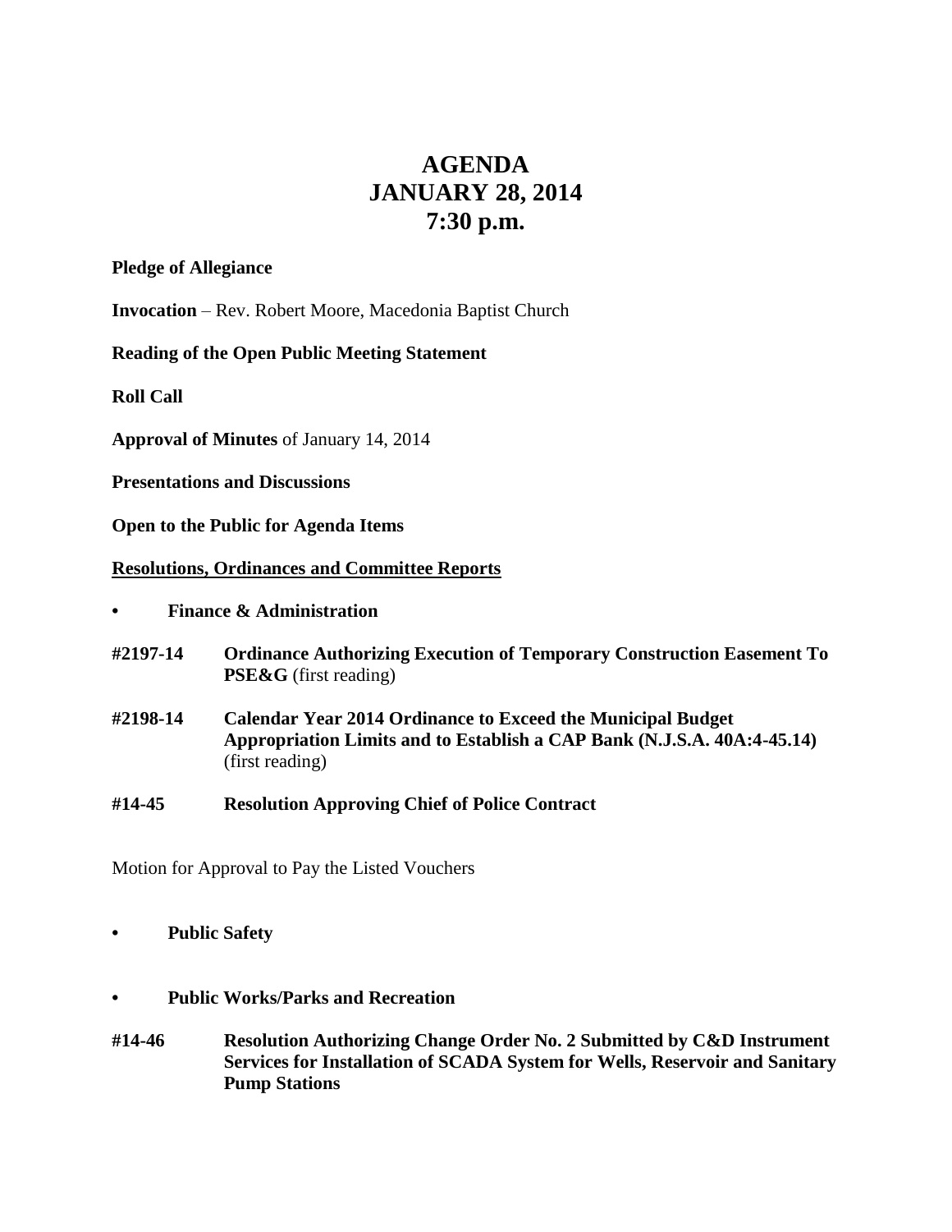# AGENDA
# JANUARY 28, 2014
# 7:30 p.m.

**Pledge of Allegiance**

**Invocation** – Rev. Robert Moore, Macedonia Baptist Church

**Reading of the Open Public Meeting Statement**

**Roll Call**

**Approval of Minutes** of January 14, 2014

**Presentations and Discussions**

**Open to the Public for Agenda Items**

**<u>Resolutions, Ordinances and Committee Reports</u>**

- **Finance & Administration**

**#2197-14** **Ordinance Authorizing Execution of Temporary Construction Easement To PSE&G** (first reading)

**#2198-14** **Calendar Year 2014 Ordinance to Exceed the Municipal Budget Appropriation Limits and to Establish a CAP Bank (N.J.S.A. 40A:4-45.14)** (first reading)

**#14-45** **Resolution Approving Chief of Police Contract**

Motion for Approval to Pay the Listed Vouchers

- **Public Safety**

- **Public Works/Parks and Recreation**

**#14-46** **Resolution Authorizing Change Order No. 2 Submitted by C&D Instrument Services for Installation of SCADA System for Wells, Reservoir and Sanitary Pump Stations**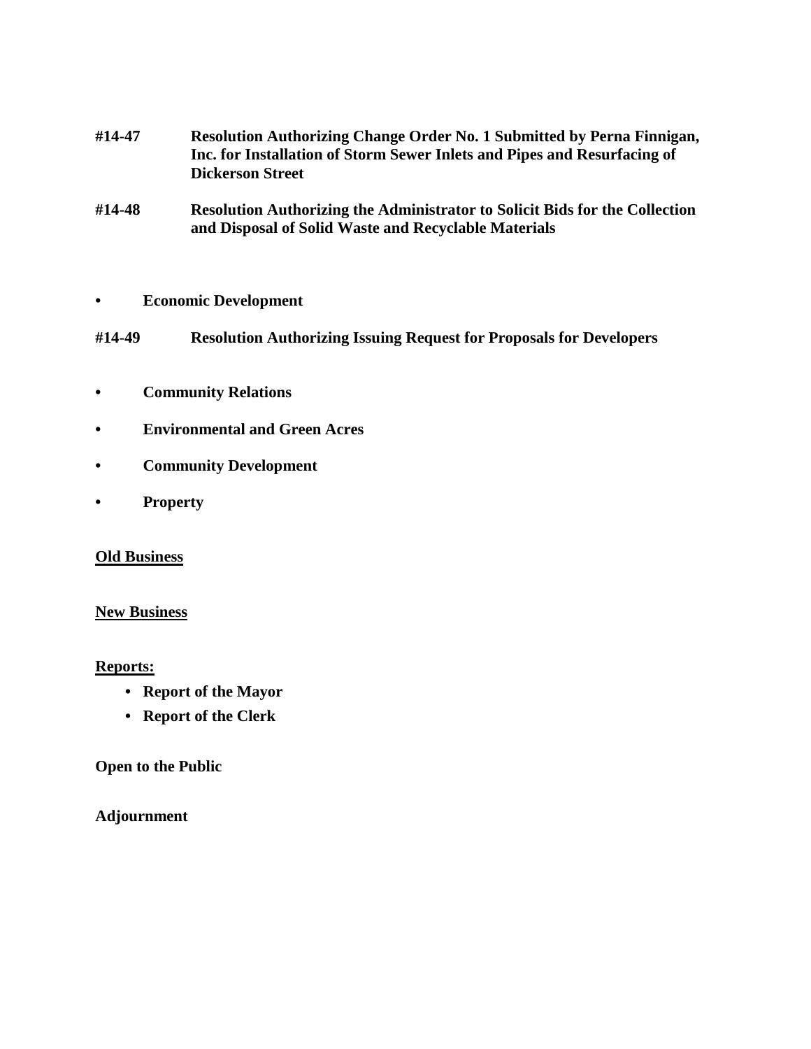**#14-47** **Resolution Authorizing Change Order No. 1 Submitted by Perna Finnigan, Inc. for Installation of Storm Sewer Inlets and Pipes and Resurfacing of Dickerson Street**

**#14-48** **Resolution Authorizing the Administrator to Solicit Bids for the Collection and Disposal of Solid Waste and Recyclable Materials**

- **Economic Development**

**#14-49** **Resolution Authorizing Issuing Request for Proposals for Developers**

- **Community Relations**
- **Environmental and Green Acres**
- **Community Development**
- **Property**

**Old Business**

**New Business**

**Reports:**

- **Report of the Mayor**
- **Report of the Clerk**

**Open to the Public**

**Adjournment**